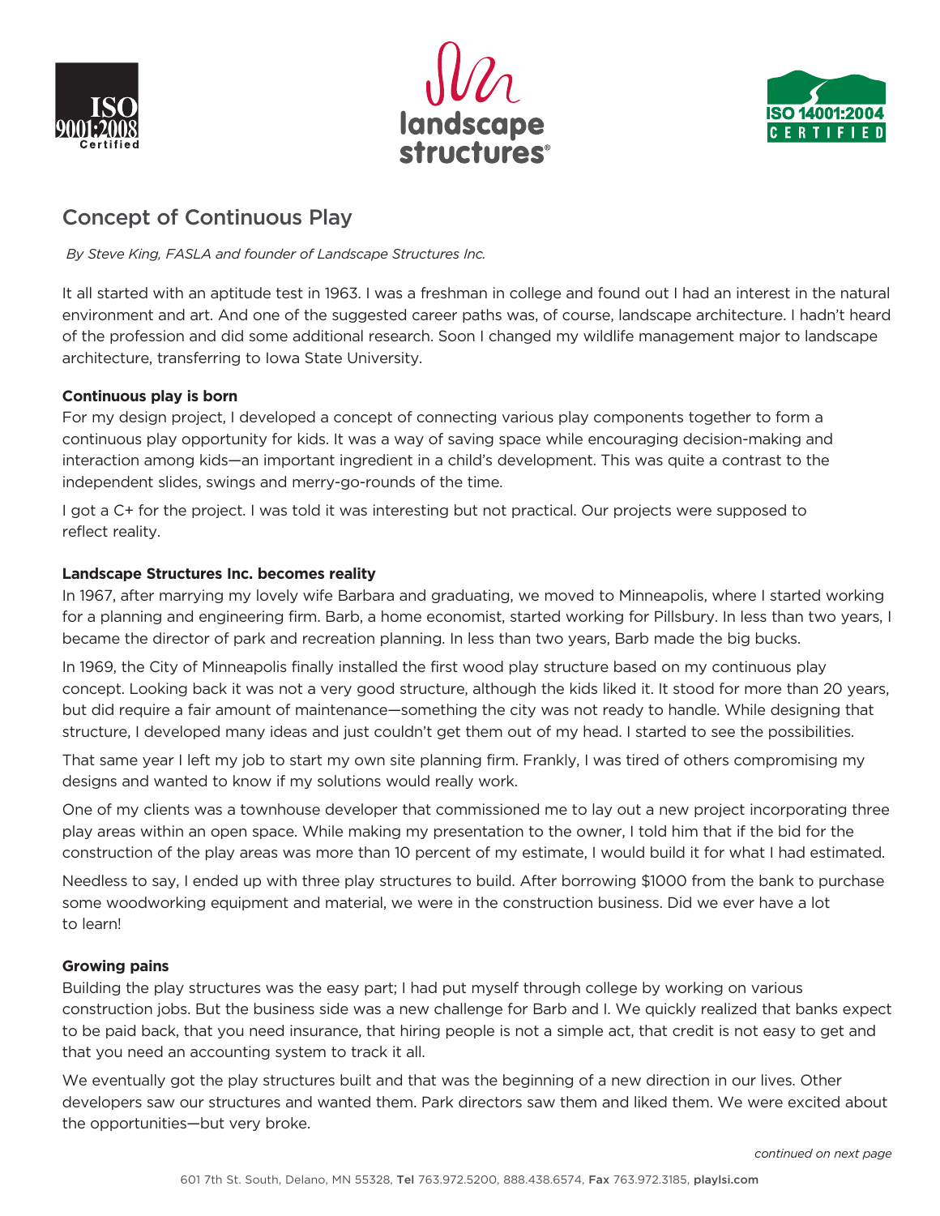# Concept of Continuous Play

*By Steve King, FASLA and founder of Landscape Structures Inc.*

It all started with an aptitude test in 1963. I was a freshman in college and found out I had an interest in the natural environment and art. And one of the suggested career paths was, of course, landscape architecture. I hadn't heard of the profession and did some additional research. Soon I changed my wildlife management major to landscape architecture, transferring to Iowa State University.

**Continuous play is born**

For my design project, I developed a concept of connecting various play components together to form a continuous play opportunity for kids. It was a way of saving space while encouraging decision-making and interaction among kids—an important ingredient in a child's development. This was quite a contrast to the independent slides, swings and merry-go-rounds of the time.

I got a C+ for the project. I was told it was interesting but not practical. Our projects were supposed to reflect reality.

**Landscape Structures Inc. becomes reality**

In 1967, after marrying my lovely wife Barbara and graduating, we moved to Minneapolis, where I started working for a planning and engineering firm. Barb, a home economist, started working for Pillsbury. In less than two years, I became the director of park and recreation planning. In less than two years, Barb made the big bucks.

In 1969, the City of Minneapolis finally installed the first wood play structure based on my continuous play concept. Looking back it was not a very good structure, although the kids liked it. It stood for more than 20 years, but did require a fair amount of maintenance—something the city was not ready to handle. While designing that structure, I developed many ideas and just couldn't get them out of my head. I started to see the possibilities.

That same year I left my job to start my own site planning firm. Frankly, I was tired of others compromising my designs and wanted to know if my solutions would really work.

One of my clients was a townhouse developer that commissioned me to lay out a new project incorporating three play areas within an open space. While making my presentation to the owner, I told him that if the bid for the construction of the play areas was more than 10 percent of my estimate, I would build it for what I had estimated.

Needless to say, I ended up with three play structures to build. After borrowing $1000 from the bank to purchase some woodworking equipment and material, we were in the construction business. Did we ever have a lot to learn!

**Growing pains**

Building the play structures was the easy part; I had put myself through college by working on various construction jobs. But the business side was a new challenge for Barb and I. We quickly realized that banks expect to be paid back, that you need insurance, that hiring people is not a simple act, that credit is not easy to get and that you need an accounting system to track it all.

We eventually got the play structures built and that was the beginning of a new direction in our lives. Other developers saw our structures and wanted them. Park directors saw them and liked them. We were excited about the opportunities—but very broke.

*continued on next page*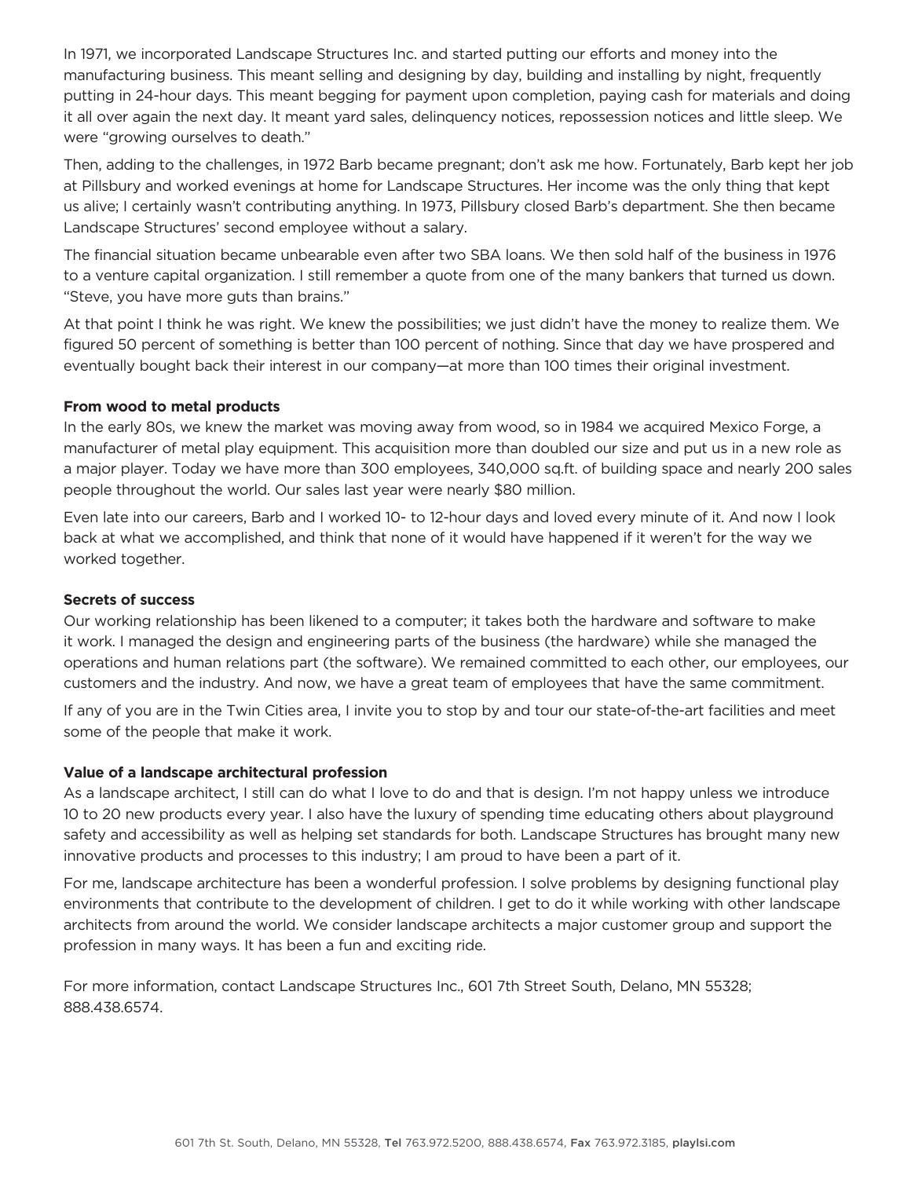In 1971, we incorporated Landscape Structures Inc. and started putting our efforts and money into the manufacturing business. This meant selling and designing by day, building and installing by night, frequently putting in 24-hour days. This meant begging for payment upon completion, paying cash for materials and doing it all over again the next day. It meant yard sales, delinquency notices, repossession notices and little sleep. We were "growing ourselves to death."

Then, adding to the challenges, in 1972 Barb became pregnant; don't ask me how. Fortunately, Barb kept her job at Pillsbury and worked evenings at home for Landscape Structures. Her income was the only thing that kept us alive; I certainly wasn't contributing anything. In 1973, Pillsbury closed Barb's department. She then became Landscape Structures' second employee without a salary.

The financial situation became unbearable even after two SBA loans. We then sold half of the business in 1976 to a venture capital organization. I still remember a quote from one of the many bankers that turned us down. "Steve, you have more guts than brains."

At that point I think he was right. We knew the possibilities; we just didn't have the money to realize them. We figured 50 percent of something is better than 100 percent of nothing. Since that day we have prospered and eventually bought back their interest in our company—at more than 100 times their original investment.

**From wood to metal products**

In the early 80s, we knew the market was moving away from wood, so in 1984 we acquired Mexico Forge, a manufacturer of metal play equipment. This acquisition more than doubled our size and put us in a new role as a major player. Today we have more than 300 employees, 340,000 sq.ft. of building space and nearly 200 sales people throughout the world. Our sales last year were nearly $80 million.

Even late into our careers, Barb and I worked 10- to 12-hour days and loved every minute of it. And now I look back at what we accomplished, and think that none of it would have happened if it weren't for the way we worked together.

**Secrets of success**

Our working relationship has been likened to a computer; it takes both the hardware and software to make it work. I managed the design and engineering parts of the business (the hardware) while she managed the operations and human relations part (the software). We remained committed to each other, our employees, our customers and the industry. And now, we have a great team of employees that have the same commitment.

If any of you are in the Twin Cities area, I invite you to stop by and tour our state-of-the-art facilities and meet some of the people that make it work.

**Value of a landscape architectural profession**

As a landscape architect, I still can do what I love to do and that is design. I'm not happy unless we introduce 10 to 20 new products every year. I also have the luxury of spending time educating others about playground safety and accessibility as well as helping set standards for both. Landscape Structures has brought many new innovative products and processes to this industry; I am proud to have been a part of it.

For me, landscape architecture has been a wonderful profession. I solve problems by designing functional play environments that contribute to the development of children. I get to do it while working with other landscape architects from around the world. We consider landscape architects a major customer group and support the profession in many ways. It has been a fun and exciting ride.

For more information, contact Landscape Structures Inc., 601 7th Street South, Delano, MN 55328; 888.438.6574.

601 7th St. South, Delano, MN 55328, **Tel** 763.972.5200, 888.438.6574, **Fax** 763.972.3185, **playlsi.com**